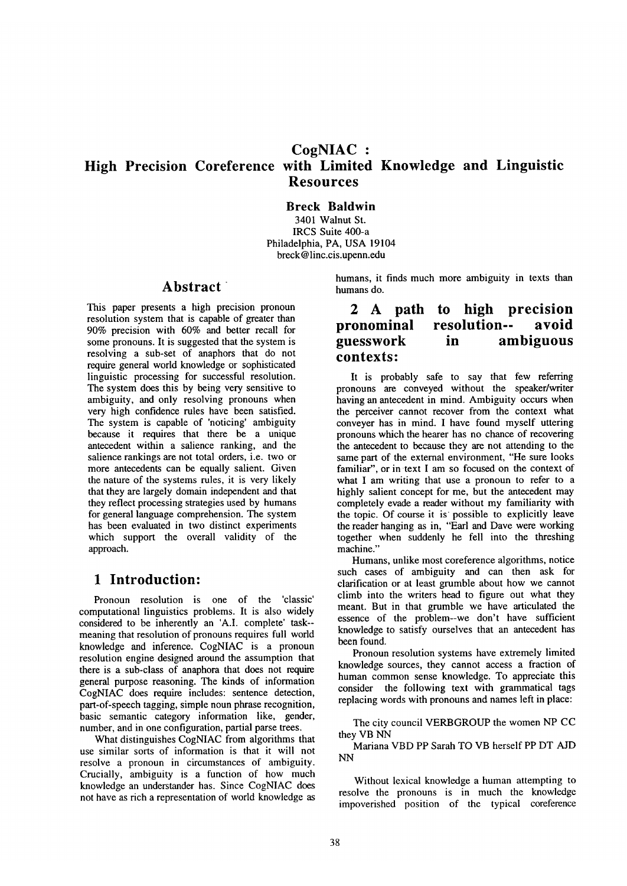# CogNIAC : High Precision Coreference with Limited Knowledge and Linguistic Resources

**Breck Baldwin**

3401 Walnut St.
IRCS Suite 400-a
Philadelphia, PA, USA 19104
breck@linc.cis.upenn.edu

## Abstract

This paper presents a high precision pronoun resolution system that is capable of greater than 90% precision with 60% and better recall for some pronouns. It is suggested that the system is resolving a sub-set of anaphors that do not require general world knowledge or sophisticated linguistic processing for successful resolution. The system does this by being very sensitive to ambiguity, and only resolving pronouns when very high confidence rules have been satisfied. The system is capable of 'noticing' ambiguity because it requires that there be a unique antecedent within a salience ranking, and the salience rankings are not total orders, i.e. two or more antecedents can be equally salient. Given the nature of the systems rules, it is very likely that they are largely domain independent and that they reflect processing strategies used by humans for general language comprehension. The system has been evaluated in two distinct experiments which support the overall validity of the approach.

## 1 Introduction:

Pronoun resolution is one of the 'classic' computational linguistics problems. It is also widely considered to be inherently an 'A.I. complete' task--meaning that resolution of pronouns requires full world knowledge and inference. CogNIAC is a pronoun resolution engine designed around the assumption that there is a sub-class of anaphora that does not require general purpose reasoning. The kinds of information CogNIAC does require includes: sentence detection, part-of-speech tagging, simple noun phrase recognition, basic semantic category information like, gender, number, and in one configuration, partial parse trees.

What distinguishes CogNIAC from algorithms that use similar sorts of information is that it will not resolve a pronoun in circumstances of ambiguity. Crucially, ambiguity is a function of how much knowledge an understander has. Since CogNIAC does not have as rich a representation of world knowledge as humans, it finds much more ambiguity in texts than humans do.

## 2 A path to high precision pronominal resolution-- avoid guesswork in ambiguous contexts:

It is probably safe to say that few referring pronouns are conveyed without the speaker/writer having an antecedent in mind. Ambiguity occurs when the perceiver cannot recover from the context what conveyer has in mind. I have found myself uttering pronouns which the hearer has no chance of recovering the antecedent to because they are not attending to the same part of the external environment, "He sure looks familiar", or in text I am so focused on the context of what I am writing that use a pronoun to refer to a highly salient concept for me, but the antecedent may completely evade a reader without my familiarity with the topic. Of course it is possible to explicitly leave the reader hanging as in, "Earl and Dave were working together when suddenly he fell into the threshing machine."

Humans, unlike most coreference algorithms, notice such cases of ambiguity and can then ask for clarification or at least grumble about how we cannot climb into the writers head to figure out what they meant. But in that grumble we have articulated the essence of the problem--we don't have sufficient knowledge to satisfy ourselves that an antecedent has been found.

Pronoun resolution systems have extremely limited knowledge sources, they cannot access a fraction of human common sense knowledge. To appreciate this consider the following text with grammatical tags replacing words with pronouns and names left in place:

The city council VERBGROUP the women NP CC they VB NN

Mariana VBD PP Sarah TO VB herself PP DT AJD NN

Without lexical knowledge a human attempting to resolve the pronouns is in much the knowledge impoverished position of the typical coreference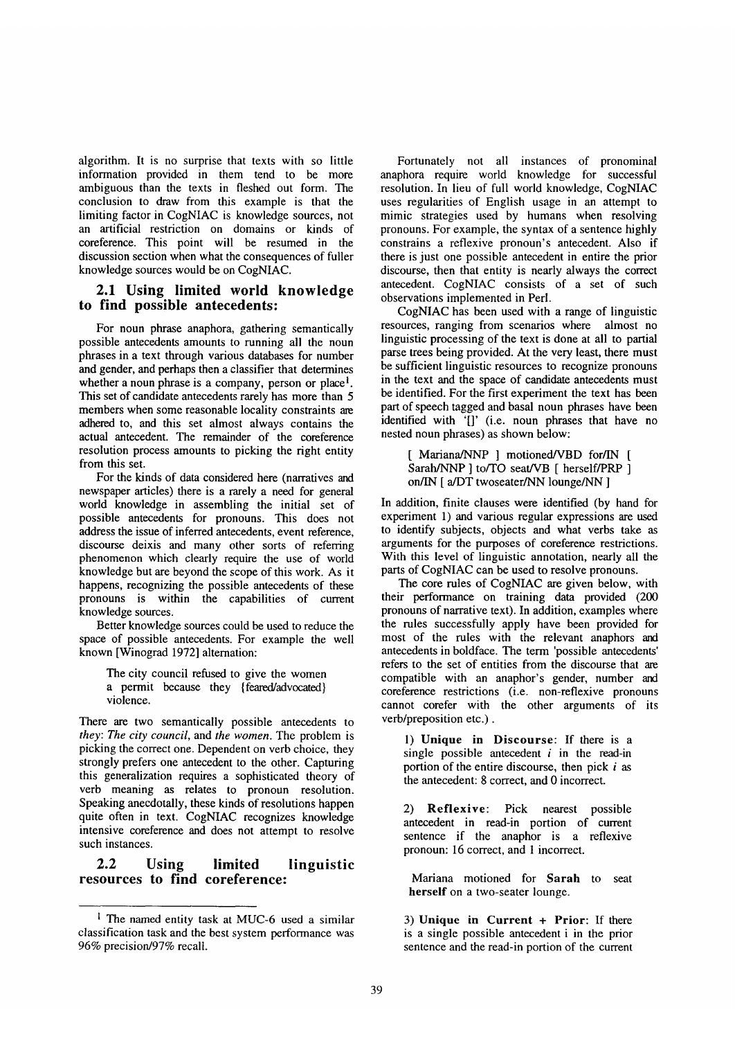algorithm. It is no surprise that texts with so little information provided in them tend to be more ambiguous than the texts in fleshed out form. The conclusion to draw from this example is that the limiting factor in CogNIAC is knowledge sources, not an artificial restriction on domains or kinds of coreference. This point will be resumed in the discussion section when what the consequences of fuller knowledge sources would be on CogNIAC.

## 2.1 Using limited world knowledge to find possible antecedents:

For noun phrase anaphora, gathering semantically possible antecedents amounts to running all the noun phrases in a text through various databases for number and gender, and perhaps then a classifier that determines whether a noun phrase is a company, person or place[1]. This set of candidate antecedents rarely has more than 5 members when some reasonable locality constraints are adhered to, and this set almost always contains the actual antecedent. The remainder of the coreference resolution process amounts to picking the right entity from this set.

For the kinds of data considered here (narratives and newspaper articles) there is a rarely a need for general world knowledge in assembling the initial set of possible antecedents for pronouns. This does not address the issue of inferred antecedents, event reference, discourse deixis and many other sorts of referring phenomenon which clearly require the use of world knowledge but are beyond the scope of this work. As it happens, recognizing the possible antecedents of these pronouns is within the capabilities of current knowledge sources.

Better knowledge sources could be used to reduce the space of possible antecedents. For example the well known [Winograd 1972] alternation:

> The city council refused to give the women a permit because they {feared/advocated} violence.

There are two semantically possible antecedents to *they*: *The city council*, and *the women*. The problem is picking the correct one. Dependent on verb choice, they strongly prefers one antecedent to the other. Capturing this generalization requires a sophisticated theory of verb meaning as relates to pronoun resolution. Speaking anecdotally, these kinds of resolutions happen quite often in text. CogNIAC recognizes knowledge intensive coreference and does not attempt to resolve such instances.

## 2.2 Using limited linguistic resources to find coreference:

Fortunately not all instances of pronominal anaphora require world knowledge for successful resolution. In lieu of full world knowledge, CogNIAC uses regularities of English usage in an attempt to mimic strategies used by humans when resolving pronouns. For example, the syntax of a sentence highly constrains a reflexive pronoun's antecedent. Also if there is just one possible antecedent in entire the prior discourse, then that entity is nearly always the correct antecedent. CogNIAC consists of a set of such observations implemented in Perl.

CogNIAC has been used with a range of linguistic resources, ranging from scenarios where almost no linguistic processing of the text is done at all to partial parse trees being provided. At the very least, there must be sufficient linguistic resources to recognize pronouns in the text and the space of candidate antecedents must be identified. For the first experiment the text has been part of speech tagged and basal noun phrases have been identified with '[]' (i.e. noun phrases that have no nested noun phrases) as shown below:

> [ Mariana/NNP ] motioned/VBD for/IN [ Sarah/NNP ] to/TO seat/VB [ herself/PRP ] on/IN [ a/DT twoseater/NN lounge/NN ]

In addition, finite clauses were identified (by hand for experiment 1) and various regular expressions are used to identify subjects, objects and what verbs take as arguments for the purposes of coreference restrictions. With this level of linguistic annotation, nearly all the parts of CogNIAC can be used to resolve pronouns.

The core rules of CogNIAC are given below, with their performance on training data provided (200 pronouns of narrative text). In addition, examples where the rules successfully apply have been provided for most of the rules with the relevant anaphors and antecedents in boldface. The term 'possible antecedents' refers to the set of entities from the discourse that are compatible with an anaphor's gender, number and coreference restrictions (i.e. non-reflexive pronouns cannot corefer with the other arguments of its verb/preposition etc.).

> 1) **Unique in Discourse**: If there is a single possible antecedent *i* in the read-in portion of the entire discourse, then pick *i* as the antecedent: 8 correct, and 0 incorrect.

> 2) **Reflexive**: Pick nearest possible antecedent in read-in portion of current sentence if the anaphor is a reflexive pronoun: 16 correct, and 1 incorrect.

> Mariana motioned for **Sarah** to seat **herself** on a two-seater lounge.

> 3) **Unique in Current + Prior**: If there is a single possible antecedent i in the prior sentence and the read-in portion of the current

[1] The named entity task at MUC-6 used a similar classification task and the best system performance was 96% precision/97% recall.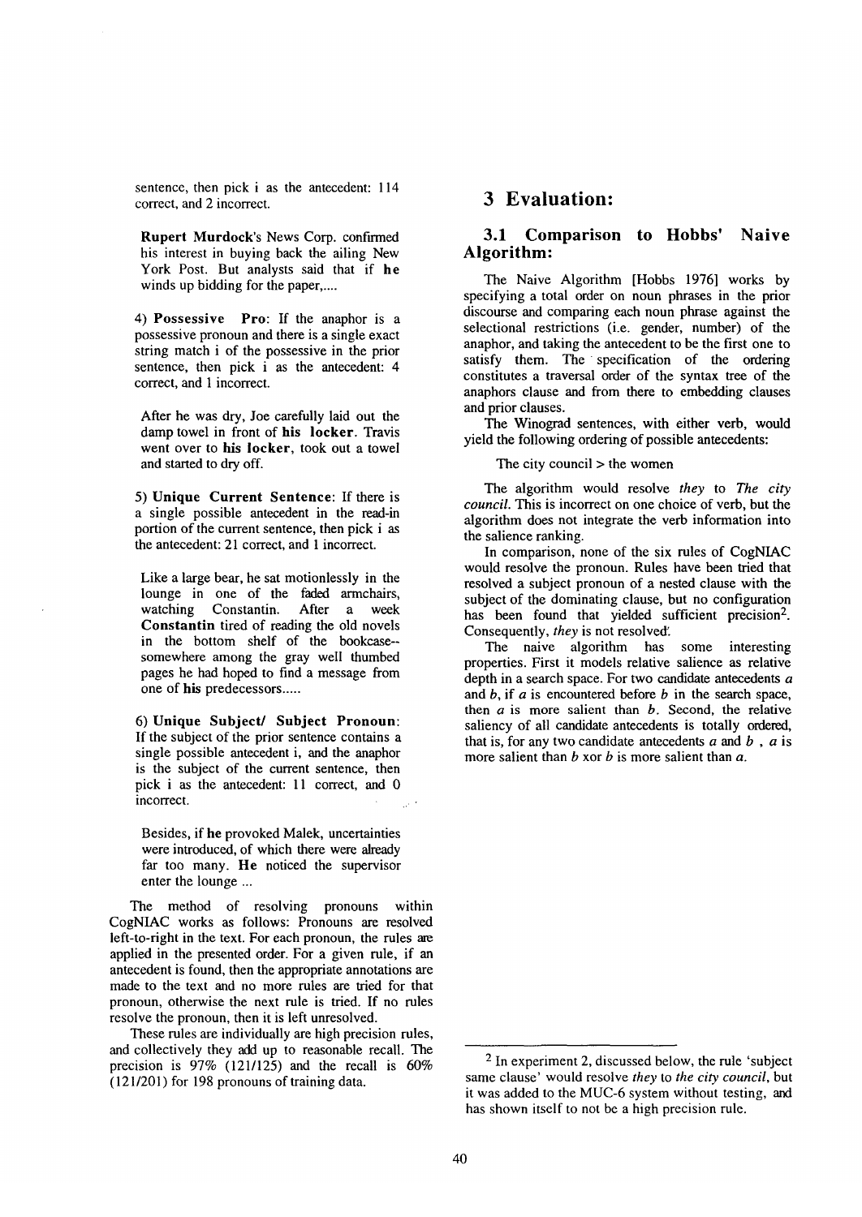sentence, then pick i as the antecedent: 114 correct, and 2 incorrect.

> **Rupert Murdock**'s News Corp. confirmed his interest in buying back the ailing New York Post. But analysts said that if **he** winds up bidding for the paper,....

4) **Possessive Pro**: If the anaphor is a possessive pronoun and there is a single exact string match i of the possessive in the prior sentence, then pick i as the antecedent: 4 correct, and 1 incorrect.

> After he was dry, Joe carefully laid out the damp towel in front of **his locker**. Travis went over to **his locker**, took out a towel and started to dry off.

5) **Unique Current Sentence**: If there is a single possible antecedent in the read-in portion of the current sentence, then pick i as the antecedent: 21 correct, and 1 incorrect.

> Like a large bear, he sat motionlessly in the lounge in one of the faded armchairs, watching Constantin. After a week **Constantin** tired of reading the old novels in the bottom shelf of the bookcase--somewhere among the gray well thumbed pages he had hoped to find a message from one of **his** predecessors.....

6) **Unique Subject/ Subject Pronoun**: If the subject of the prior sentence contains a single possible antecedent i, and the anaphor is the subject of the current sentence, then pick i as the antecedent: 11 correct, and 0 incorrect.

> Besides, if **he** provoked Malek, uncertainties were introduced, of which there were already far too many. **He** noticed the supervisor enter the lounge ...

The method of resolving pronouns within CogNIAC works as follows: Pronouns are resolved left-to-right in the text. For each pronoun, the rules are applied in the presented order. For a given rule, if an antecedent is found, then the appropriate annotations are made to the text and no more rules are tried for that pronoun, otherwise the next rule is tried. If no rules resolve the pronoun, then it is left unresolved.

These rules are individually are high precision rules, and collectively they add up to reasonable recall. The precision is 97% (121/125) and the recall is 60% (121/201) for 198 pronouns of training data.

# 3 Evaluation:

## 3.1 Comparison to Hobbs' Naive Algorithm:

The Naive Algorithm [Hobbs 1976] works by specifying a total order on noun phrases in the prior discourse and comparing each noun phrase against the selectional restrictions (i.e. gender, number) of the anaphor, and taking the antecedent to be the first one to satisfy them. The specification of the ordering constitutes a traversal order of the syntax tree of the anaphors clause and from there to embedding clauses and prior clauses.

The Winograd sentences, with either verb, would yield the following ordering of possible antecedents:

> The city council > the women

The algorithm would resolve *they* to *The city council*. This is incorrect on one choice of verb, but the algorithm does not integrate the verb information into the salience ranking.

In comparison, none of the six rules of CogNIAC would resolve the pronoun. Rules have been tried that resolved a subject pronoun of a nested clause with the subject of the dominating clause, but no configuration has been found that yielded sufficient precision[2]. Consequently, *they* is not resolved.

The naive algorithm has some interesting properties. First it models relative salience as relative depth in a search space. For two candidate antecedents *a* and *b*, if *a* is encountered before *b* in the search space, then *a* is more salient than *b*. Second, the relative saliency of all candidate antecedents is totally ordered, that is, for any two candidate antecedents *a* and *b* , *a* is more salient than *b* xor *b* is more salient than *a*.

---

[2] In experiment 2, discussed below, the rule 'subject same clause' would resolve *they* to *the city council*, but it was added to the MUC-6 system without testing, and has shown itself to not be a high precision rule.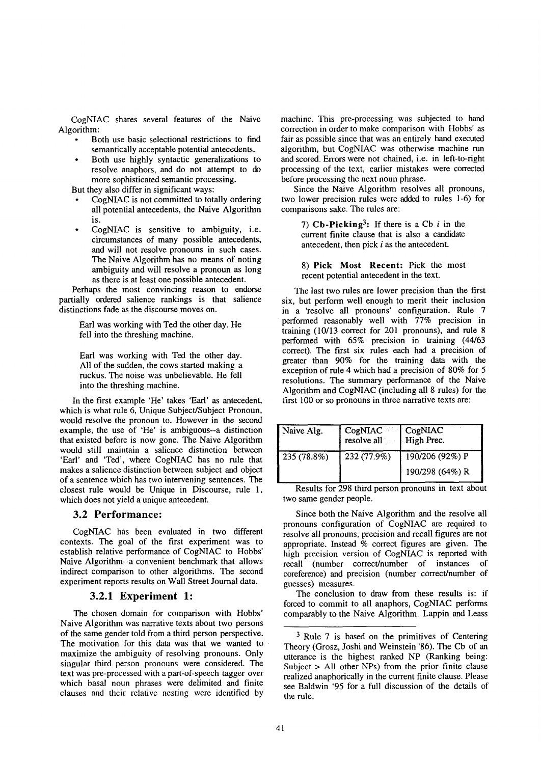CogNIAC shares several features of the Naive Algorithm:

- Both use basic selectional restrictions to find semantically acceptable potential antecedents.
- Both use highly syntactic generalizations to resolve anaphors, and do not attempt to do more sophisticated semantic processing.

But they also differ in significant ways:

- CogNIAC is not committed to totally ordering all potential antecedents, the Naive Algorithm is.
- CogNIAC is sensitive to ambiguity, i.e. circumstances of many possible antecedents, and will not resolve pronouns in such cases. The Naive Algorithm has no means of noting ambiguity and will resolve a pronoun as long as there is at least one possible antecedent.

Perhaps the most convincing reason to endorse partially ordered salience rankings is that salience distinctions fade as the discourse moves on.

> Earl was working with Ted the other day. He fell into the threshing machine.

> Earl was working with Ted the other day. All of the sudden, the cows started making a ruckus. The noise was unbelievable. He fell into the threshing machine.

In the first example 'He' takes 'Earl' as antecedent, which is what rule 6, Unique Subject/Subject Pronoun, would resolve the pronoun to. However in the second example, the use of 'He' is ambiguous--a distinction that existed before is now gone. The Naive Algorithm would still maintain a salience distinction between 'Earl' and 'Ted', where CogNIAC has no rule that makes a salience distinction between subject and object of a sentence which has two intervening sentences. The closest rule would be Unique in Discourse, rule 1, which does not yield a unique antecedent.

## 3.2 Performance:

CogNIAC has been evaluated in two different contexts. The goal of the first experiment was to establish relative performance of CogNIAC to Hobbs' Naive Algorithm--a convenient benchmark that allows indirect comparison to other algorithms. The second experiment reports results on Wall Street Journal data.

### 3.2.1 Experiment 1:

The chosen domain for comparison with Hobbs' Naive Algorithm was narrative texts about two persons of the same gender told from a third person perspective. The motivation for this data was that we wanted to maximize the ambiguity of resolving pronouns. Only singular third person pronouns were considered. The text was pre-processed with a part-of-speech tagger over which basal noun phrases were delimited and finite clauses and their relative nesting were identified by machine. This pre-processing was subjected to hand correction in order to make comparison with Hobbs' as fair as possible since that was an entirely hand executed algorithm, but CogNIAC was otherwise machine run and scored. Errors were not chained, i.e. in left-to-right processing of the text, earlier mistakes were corrected before processing the next noun phrase.

Since the Naive Algorithm resolves all pronouns, two lower precision rules were added to rules 1-6) for comparisons sake. The rules are:

> 7) **Cb-Picking**[3]: If there is a Cb *i* in the current finite clause that is also a candidate antecedent, then pick *i* as the antecedent.

> 8) **Pick Most Recent:** Pick the most recent potential antecedent in the text.

The last two rules are lower precision than the first six, but perform well enough to merit their inclusion in a 'resolve all pronouns' configuration. Rule 7 performed reasonably well with 77% precision in training (10/13 correct for 201 pronouns), and rule 8 performed with 65% precision in training (44/63 correct). The first six rules each had a precision of greater than 90% for the training data with the exception of rule 4 which had a precision of 80% for 5 resolutions. The summary performance of the Naive Algorithm and CogNIAC (including all 8 rules) for the first 100 or so pronouns in three narrative texts are:

| Naive Alg. | CogNIAC resolve all | CogNIAC High Prec. |
|---|---|---|
| 235 (78.8%) | 232 (77.9%) | 190/206 (92%) P<br>190/298 (64%) R |

Results for 298 third person pronouns in text about two same gender people.

Since both the Naive Algorithm and the resolve all pronouns configuration of CogNIAC are required to resolve all pronouns, precision and recall figures are not appropriate. Instead % correct figures are given. The high precision version of CogNIAC is reported with recall (number correct/number of instances of coreference) and precision (number correct/number of guesses) measures.

The conclusion to draw from these results is: if forced to commit to all anaphors, CogNIAC performs comparably to the Naive Algorithm. Lappin and Leass

---

[3] Rule 7 is based on the primitives of Centering Theory (Grosz, Joshi and Weinstein '86). The Cb of an utterance is the highest ranked NP (Ranking being: Subject > All other NPs) from the prior finite clause realized anaphorically in the current finite clause. Please see Baldwin '95 for a full discussion of the details of the rule.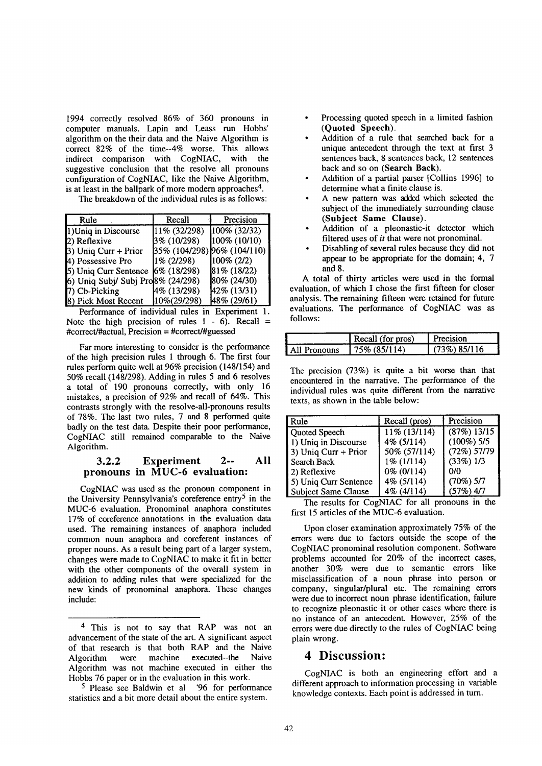1994 correctly resolved 86% of 360 pronouns in computer manuals. Lapin and Leass run Hobbs' algorithm on the their data and the Naive Algorithm is correct 82% of the time--4% worse. This allows indirect comparison with CogNIAC, with the suggestive conclusion that the resolve all pronouns configuration of CogNIAC, like the Naive Algorithm, is at least in the ballpark of more modern approaches[4].

The breakdown of the individual rules is as follows:

| Rule | Recall | Precision |
|---|---|---|
| 1)Uniq in Discourse | 11% (32/298) | 100% (32/32) |
| 2) Reflexive | 3% (10/298) | 100% (10/10) |
| 3) Uniq Curr + Prior | 35% (104/298) | 96% (104/110) |
| 4) Possessive Pro | 1% (2/298) | 100% (2/2) |
| 5) Uniq Curr Sentence | 6% (18/298) | 81% (18/22) |
| 6) Uniq Subj/ Subj Pro | 8% (24/298) | 80% (24/30) |
| 7) Cb-Picking | 4% (13/298) | 42% (13/31) |
| 8) Pick Most Recent | 10%(29/298) | 48% (29/61) |

Performance of individual rules in Experiment 1. Note the high precision of rules 1 - 6). Recall = #correct/#actual, Precision = #correct/#guessed

Far more interesting to consider is the performance of the high precision rules 1 through 6. The first four rules perform quite well at 96% precision (148/154) and 50% recall (148/298). Adding in rules 5 and 6 resolves a total of 190 pronouns correctly, with only 16 mistakes, a precision of 92% and recall of 64%. This contrasts strongly with the resolve-all-pronouns results of 78%. The last two rules, 7 and 8 performed quite badly on the test data. Despite their poor performance, CogNIAC still remained comparable to the Naive Algorithm.

### 3.2.2 Experiment 2-- All pronouns in MUC-6 evaluation:

CogNIAC was used as the pronoun component in the University Pennsylvania's coreference entry[5] in the MUC-6 evaluation. Pronominal anaphora constitutes 17% of coreference annotations in the evaluation data used. The remaining instances of anaphora included common noun anaphora and coreferent instances of proper nouns. As a result being part of a larger system, changes were made to CogNIAC to make it fit in better with the other components of the overall system in addition to adding rules that were specialized for the new kinds of pronominal anaphora. These changes include:

- Processing quoted speech in a limited fashion (**Quoted Speech**).
- Addition of a rule that searched back for a unique antecedent through the text at first 3 sentences back, 8 sentences back, 12 sentences back and so on (**Search Back**).
- Addition of a partial parser [Collins 1996] to determine what a finite clause is.
- A new pattern was added which selected the subject of the immediately surrounding clause (**Subject Same Clause**).
- Addition of a pleonastic-it detector which filtered uses of *it* that were not pronominal.
- Disabling of several rules because they did not appear to be appropriate for the domain; 4, 7 and 8.

A total of thirty articles were used in the formal evaluation, of which I chose the first fifteen for closer analysis. The remaining fifteen were retained for future evaluations. The performance of CogNIAC was as follows:

| | Recall (for pros) | Precision |
|---|---|---|
| All Pronouns | 75% (85/114) | (73%) 85/116 |

The precision (73%) is quite a bit worse than that encountered in the narrative. The performance of the individual rules was quite different from the narrative texts, as shown in the table below:

| Rule | Recall (pros) | Precision |
|---|---|---|
| Quoted Speech | 11% (13/114) | (87%) 13/15 |
| 1) Uniq in Discourse | 4% (5/114) | (100%) 5/5 |
| 3) Uniq Curr + Prior | 50% (57/114) | (72%) 57/79 |
| Search Back | 1% (1/114) | (33%) 1/3 |
| 2) Reflexive | 0% (0/114) | 0/0 |
| 5) Uniq Curr Sentence | 4% (5/114) | (70%) 5/7 |
| Subject Same Clause | 4% (4/114) | (57%) 4/7 |

The results for CogNIAC for all pronouns in the first 15 articles of the MUC-6 evaluation.

Upon closer examination approximately 75% of the errors were due to factors outside the scope of the CogNIAC pronominal resolution component. Software problems accounted for 20% of the incorrect cases, another 30% were due to semantic errors like misclassification of a noun phrase into person or company, singular/plural etc. The remaining errors were due to incorrect noun phrase identification, failure to recognize pleonastic-it or other cases where there is no instance of an antecedent. However, 25% of the errors were due directly to the rules of CogNIAC being plain wrong.

# 4 Discussion:

CogNIAC is both an engineering effort and a different approach to information processing in variable knowledge contexts. Each point is addressed in turn.

[4] This is not to say that RAP was not an advancement of the state of the art. A significant aspect of that research is that both RAP and the Naive Algorithm were machine executed--the Naive Algorithm was not machine executed in either the Hobbs 76 paper or in the evaluation in this work.

[5] Please see Baldwin et al '96 for performance statistics and a bit more detail about the entire system.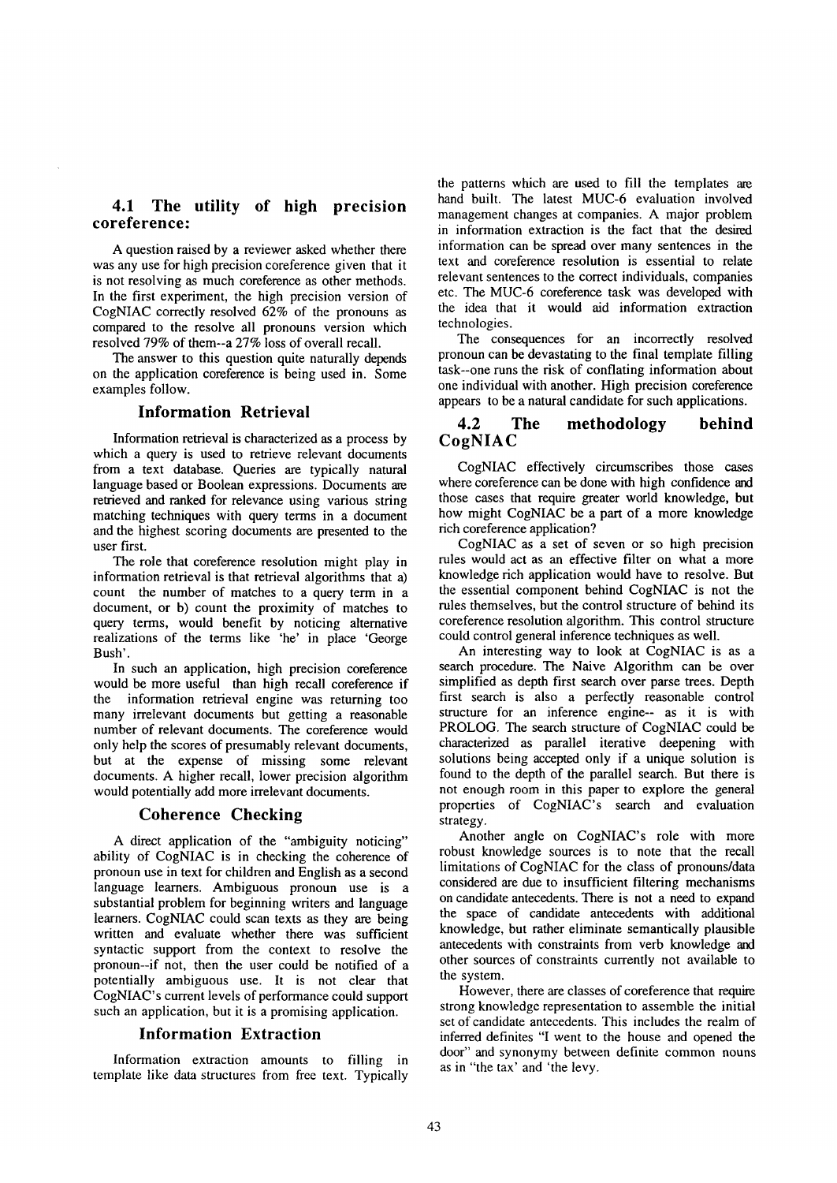## 4.1 The utility of high precision coreference:

A question raised by a reviewer asked whether there was any use for high precision coreference given that it is not resolving as much coreference as other methods. In the first experiment, the high precision version of CogNIAC correctly resolved 62% of the pronouns as compared to the resolve all pronouns version which resolved 79% of them--a 27% loss of overall recall.

The answer to this question quite naturally depends on the application coreference is being used in. Some examples follow.

### Information Retrieval

Information retrieval is characterized as a process by which a query is used to retrieve relevant documents from a text database. Queries are typically natural language based or Boolean expressions. Documents are retrieved and ranked for relevance using various string matching techniques with query terms in a document and the highest scoring documents are presented to the user first.

The role that coreference resolution might play in information retrieval is that retrieval algorithms that a) count the number of matches to a query term in a document, or b) count the proximity of matches to query terms, would benefit by noticing alternative realizations of the terms like 'he' in place 'George Bush'.

In such an application, high precision coreference would be more useful than high recall coreference if the information retrieval engine was returning too many irrelevant documents but getting a reasonable number of relevant documents. The coreference would only help the scores of presumably relevant documents, but at the expense of missing some relevant documents. A higher recall, lower precision algorithm would potentially add more irrelevant documents.

### Coherence Checking

A direct application of the "ambiguity noticing" ability of CogNIAC is in checking the coherence of pronoun use in text for children and English as a second language learners. Ambiguous pronoun use is a substantial problem for beginning writers and language learners. CogNIAC could scan texts as they are being written and evaluate whether there was sufficient syntactic support from the context to resolve the pronoun--if not, then the user could be notified of a potentially ambiguous use. It is not clear that CogNIAC's current levels of performance could support such an application, but it is a promising application.

### Information Extraction

Information extraction amounts to filling in template like data structures from free text. Typically the patterns which are used to fill the templates are hand built. The latest MUC-6 evaluation involved management changes at companies. A major problem in information extraction is the fact that the desired information can be spread over many sentences in the text and coreference resolution is essential to relate relevant sentences to the correct individuals, companies etc. The MUC-6 coreference task was developed with the idea that it would aid information extraction technologies.

The consequences for an incorrectly resolved pronoun can be devastating to the final template filling task--one runs the risk of conflating information about one individual with another. High precision coreference appears to be a natural candidate for such applications.

## 4.2 The methodology behind CogNIAC

CogNIAC effectively circumscribes those cases where coreference can be done with high confidence and those cases that require greater world knowledge, but how might CogNIAC be a part of a more knowledge rich coreference application?

CogNIAC as a set of seven or so high precision rules would act as an effective filter on what a more knowledge rich application would have to resolve. But the essential component behind CogNIAC is not the rules themselves, but the control structure of behind its coreference resolution algorithm. This control structure could control general inference techniques as well.

An interesting way to look at CogNIAC is as a search procedure. The Naive Algorithm can be over simplified as depth first search over parse trees. Depth first search is also a perfectly reasonable control structure for an inference engine-- as it is with PROLOG. The search structure of CogNIAC could be characterized as parallel iterative deepening with solutions being accepted only if a unique solution is found to the depth of the parallel search. But there is not enough room in this paper to explore the general properties of CogNIAC's search and evaluation strategy.

Another angle on CogNIAC's role with more robust knowledge sources is to note that the recall limitations of CogNIAC for the class of pronouns/data considered are due to insufficient filtering mechanisms on candidate antecedents. There is not a need to expand the space of candidate antecedents with additional knowledge, but rather eliminate semantically plausible antecedents with constraints from verb knowledge and other sources of constraints currently not available to the system.

However, there are classes of coreference that require strong knowledge representation to assemble the initial set of candidate antecedents. This includes the realm of inferred definites "I went to the house and opened the door" and synonymy between definite common nouns as in "the tax' and 'the levy.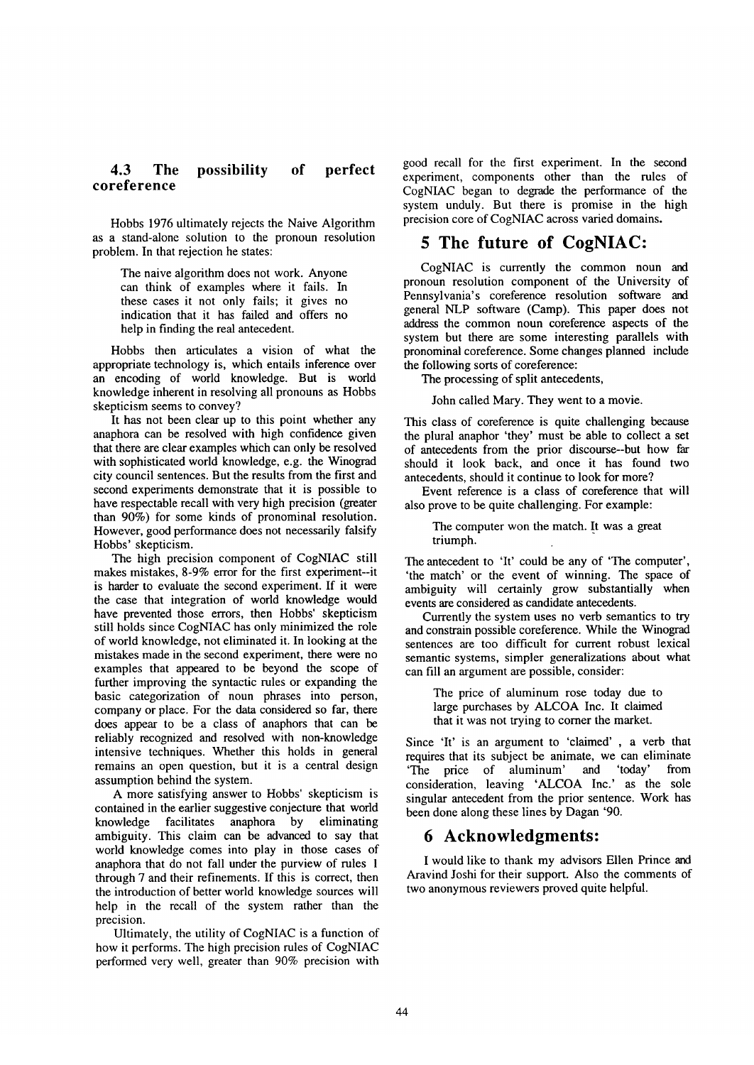### 4.3 The possibility of perfect coreference

Hobbs 1976 ultimately rejects the Naive Algorithm as a stand-alone solution to the pronoun resolution problem. In that rejection he states:

> The naive algorithm does not work. Anyone can think of examples where it fails. In these cases it not only fails; it gives no indication that it has failed and offers no help in finding the real antecedent.

Hobbs then articulates a vision of what the appropriate technology is, which entails inference over an encoding of world knowledge. But is world knowledge inherent in resolving all pronouns as Hobbs skepticism seems to convey?

It has not been clear up to this point whether any anaphora can be resolved with high confidence given that there are clear examples which can only be resolved with sophisticated world knowledge, e.g. the Winograd city council sentences. But the results from the first and second experiments demonstrate that it is possible to have respectable recall with very high precision (greater than 90%) for some kinds of pronominal resolution. However, good performance does not necessarily falsify Hobbs' skepticism.

The high precision component of CogNIAC still makes mistakes, 8-9% error for the first experiment--it is harder to evaluate the second experiment. If it were the case that integration of world knowledge would have prevented those errors, then Hobbs' skepticism still holds since CogNIAC has only minimized the role of world knowledge, not eliminated it. In looking at the mistakes made in the second experiment, there were no examples that appeared to be beyond the scope of further improving the syntactic rules or expanding the basic categorization of noun phrases into person, company or place. For the data considered so far, there does appear to be a class of anaphors that can be reliably recognized and resolved with non-knowledge intensive techniques. Whether this holds in general remains an open question, but it is a central design assumption behind the system.

A more satisfying answer to Hobbs' skepticism is contained in the earlier suggestive conjecture that world knowledge facilitates anaphora by eliminating ambiguity. This claim can be advanced to say that world knowledge comes into play in those cases of anaphora that do not fall under the purview of rules 1 through 7 and their refinements. If this is correct, then the introduction of better world knowledge sources will help in the recall of the system rather than the precision.

Ultimately, the utility of CogNIAC is a function of how it performs. The high precision rules of CogNIAC performed very well, greater than 90% precision with good recall for the first experiment. In the second experiment, components other than the rules of CogNIAC began to degrade the performance of the system unduly. But there is promise in the high precision core of CogNIAC across varied domains.

## 5 The future of CogNIAC:

CogNIAC is currently the common noun and pronoun resolution component of the University of Pennsylvania's coreference resolution software and general NLP software (Camp). This paper does not address the common noun coreference aspects of the system but there are some interesting parallels with pronominal coreference. Some changes planned include the following sorts of coreference:

The processing of split antecedents,

> John called Mary. They went to a movie.

This class of coreference is quite challenging because the plural anaphor 'they' must be able to collect a set of antecedents from the prior discourse--but how far should it look back, and once it has found two antecedents, should it continue to look for more?

Event reference is a class of coreference that will also prove to be quite challenging. For example:

> The computer won the match. It was a great triumph.

The antecedent to 'It' could be any of 'The computer', 'the match' or the event of winning. The space of ambiguity will certainly grow substantially when events are considered as candidate antecedents.

Currently the system uses no verb semantics to try and constrain possible coreference. While the Winograd sentences are too difficult for current robust lexical semantic systems, simpler generalizations about what can fill an argument are possible, consider:

> The price of aluminum rose today due to large purchases by ALCOA Inc. It claimed that it was not trying to corner the market.

Since 'It' is an argument to 'claimed' , a verb that requires that its subject be animate, we can eliminate 'The price of aluminum' and 'today' from consideration, leaving 'ALCOA Inc.' as the sole singular antecedent from the prior sentence. Work has been done along these lines by Dagan '90.

## 6 Acknowledgments:

I would like to thank my advisors Ellen Prince and Aravind Joshi for their support. Also the comments of two anonymous reviewers proved quite helpful.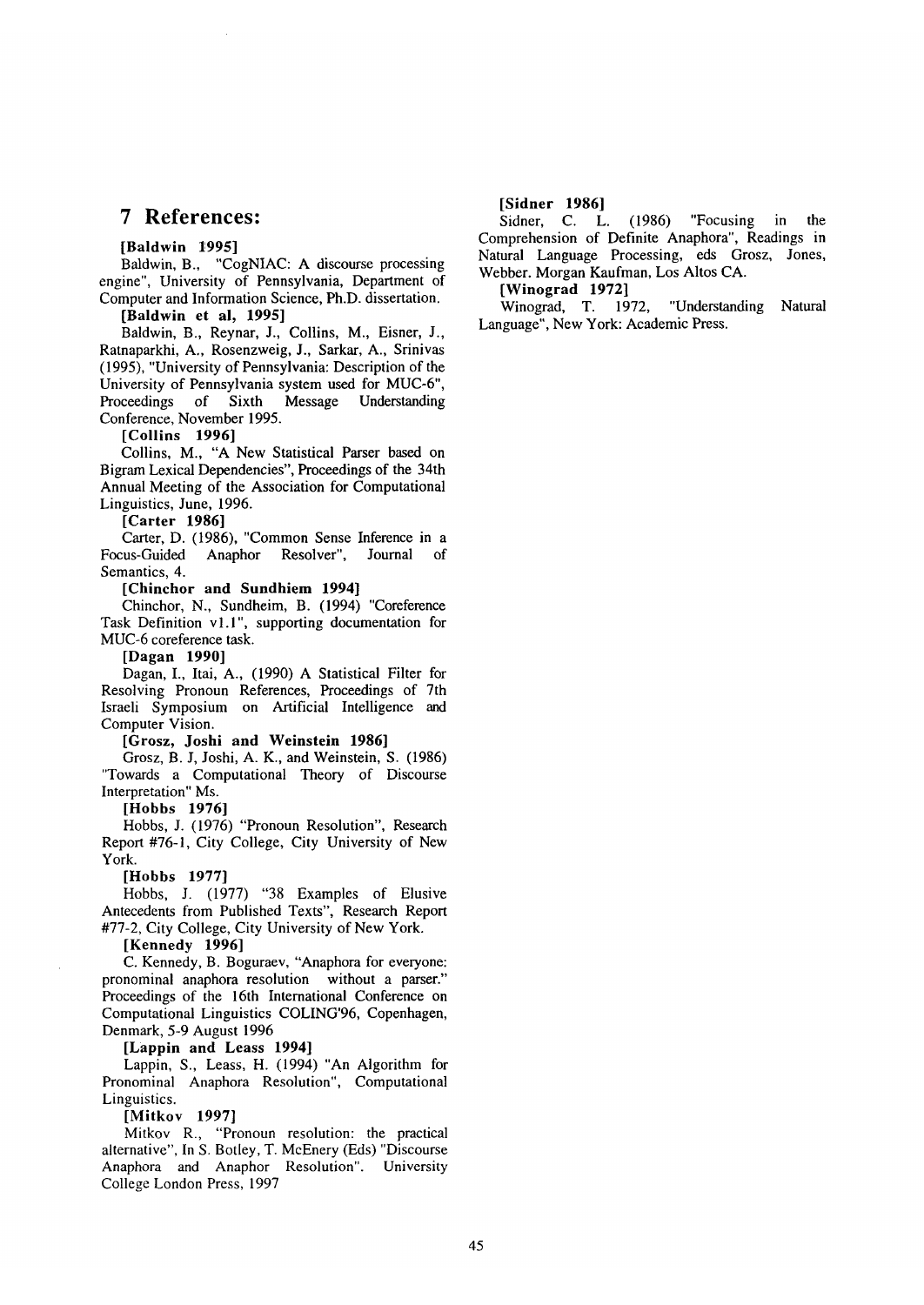# 7 References:

**[Baldwin 1995]**

Baldwin, B., "CogNIAC: A discourse processing engine", University of Pennsylvania, Department of Computer and Information Science, Ph.D. dissertation.

**[Baldwin et al, 1995]**

Baldwin, B., Reynar, J., Collins, M., Eisner, J., Ratnaparkhi, A., Rosenzweig, J., Sarkar, A., Srinivas (1995), "University of Pennsylvania: Description of the University of Pennsylvania system used for MUC-6", Proceedings of Sixth Message Understanding Conference, November 1995.

**[Collins 1996]**

Collins, M., "A New Statistical Parser based on Bigram Lexical Dependencies", Proceedings of the 34th Annual Meeting of the Association for Computational Linguistics, June, 1996.

**[Carter 1986]**

Carter, D. (1986), "Common Sense Inference in a Focus-Guided Anaphor Resolver", Journal of Semantics, 4.

**[Chinchor and Sundhiem 1994]**

Chinchor, N., Sundheim, B. (1994) "Coreference Task Definition v1.1", supporting documentation for MUC-6 coreference task.

**[Dagan 1990]**

Dagan, I., Itai, A., (1990) A Statistical Filter for Resolving Pronoun References, Proceedings of 7th Israeli Symposium on Artificial Intelligence and Computer Vision.

**[Grosz, Joshi and Weinstein 1986]**

Grosz, B. J, Joshi, A. K., and Weinstein, S. (1986) "Towards a Computational Theory of Discourse Interpretation" Ms.

**[Hobbs 1976]**

Hobbs, J. (1976) "Pronoun Resolution", Research Report #76-1, City College, City University of New York.

**[Hobbs 1977]**

Hobbs, J. (1977) "38 Examples of Elusive Antecedents from Published Texts", Research Report #77-2, City College, City University of New York.

**[Kennedy 1996]**

C. Kennedy, B. Boguraev, "Anaphora for everyone: pronominal anaphora resolution without a parser." Proceedings of the 16th International Conference on Computational Linguistics COLING'96, Copenhagen, Denmark, 5-9 August 1996

**[Lappin and Leass 1994]**

Lappin, S., Leass, H. (1994) "An Algorithm for Pronominal Anaphora Resolution", Computational Linguistics.

**[Mitkov 1997]**

Mitkov R., "Pronoun resolution: the practical alternative", In S. Botley, T. McEnery (Eds) "Discourse Anaphora and Anaphor Resolution". University College London Press, 1997

**[Sidner 1986]**

Sidner, C. L. (1986) "Focusing in the Comprehension of Definite Anaphora", Readings in Natural Language Processing, eds Grosz, Jones, Webber. Morgan Kaufman, Los Altos CA.

**[Winograd 1972]**

Winograd, T. 1972, "Understanding Natural Language", New York: Academic Press.